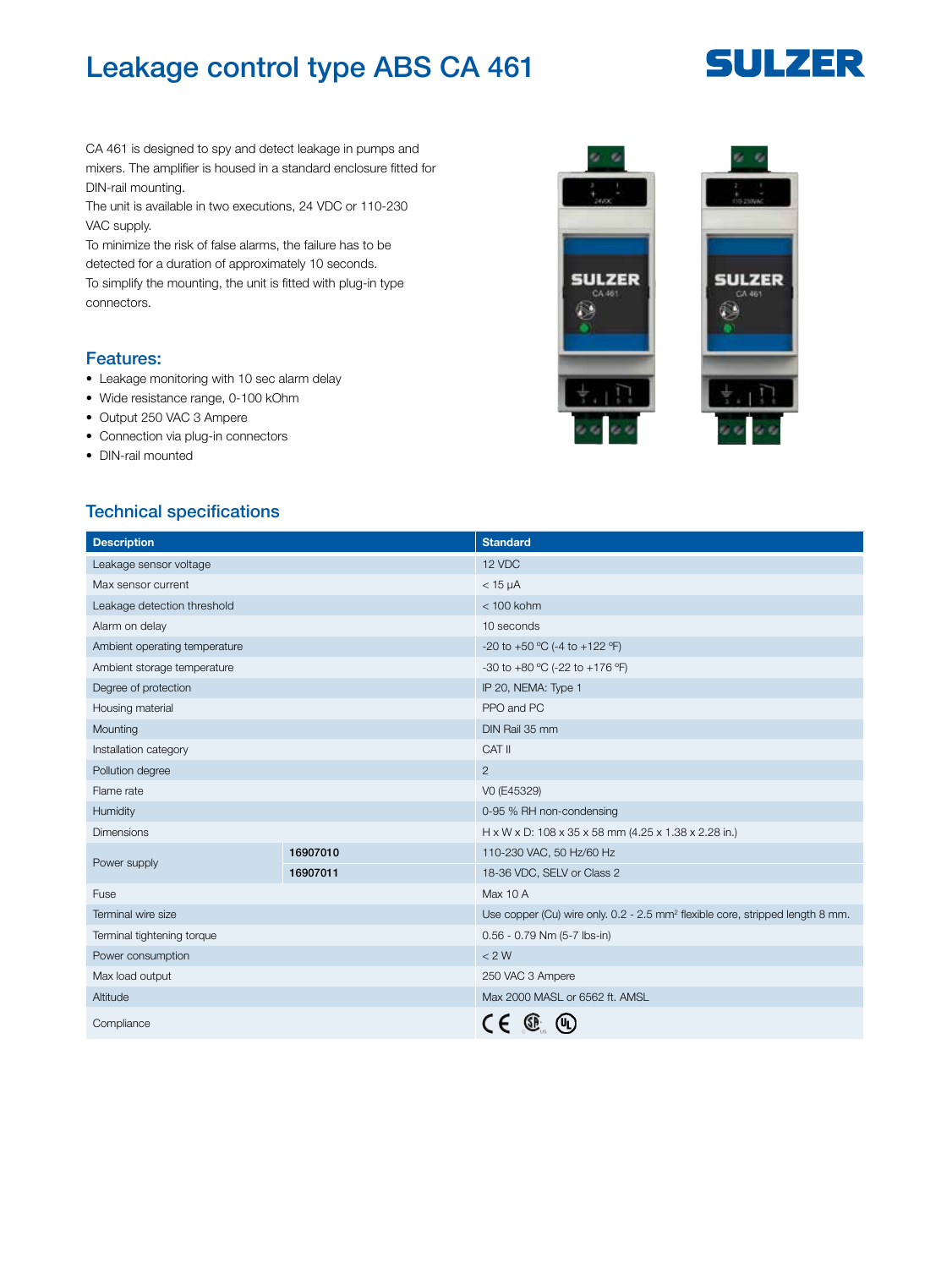# Leakage control type ABS CA 461

SULZER

CA 461 is designed to spy and detect leakage in pumps and mixers. The amplifier is housed in a standard enclosure fitted for DIN-rail mounting.
The unit is available in two executions, 24 VDC or 110-230 VAC supply.
To minimize the risk of false alarms, the failure has to be detected for a duration of approximately 10 seconds.
To simplify the mounting, the unit is fitted with plug-in type connectors.

## Features:

- Leakage monitoring with 10 sec alarm delay
- Wide resistance range, 0-100 kOhm
- Output 250 VAC 3 Ampere
- Connection via plug-in connectors
- DIN-rail mounted

## Technical specifications

| Description | | Standard |
|---|---|---|
| Leakage sensor voltage | | 12 VDC |
| Max sensor current | | < 15 µA |
| Leakage detection threshold | | < 100 kohm |
| Alarm on delay | | 10 seconds |
| Ambient operating temperature | | -20 to +50 °C (-4 to +122 °F) |
| Ambient storage temperature | | -30 to +80 °C (-22 to +176 °F) |
| Degree of protection | | IP 20, NEMA: Type 1 |
| Housing material | | PPO and PC |
| Mounting | | DIN Rail 35 mm |
| Installation category | | CAT II |
| Pollution degree | | 2 |
| Flame rate | | V0 (E45329) |
| Humidity | | 0-95 % RH non-condensing |
| Dimensions | | H x W x D: 108 x 35 x 58 mm (4.25 x 1.38 x 2.28 in.) |
| Power supply | **16907010** | 110-230 VAC, 50 Hz/60 Hz |
| | **16907011** | 18-36 VDC, SELV or Class 2 |
| Fuse | | Max 10 A |
| Terminal wire size | | Use copper (Cu) wire only. 0.2 - 2.5 mm² flexible core, stripped length 8 mm. |
| Terminal tightening torque | | 0.56 - 0.79 Nm (5-7 lbs-in) |
| Power consumption | | < 2 W |
| Max load output | | 250 VAC 3 Ampere |
| Altitude | | Max 2000 MASL or 6562 ft. AMSL |
| Compliance | | CE, CSA, UL |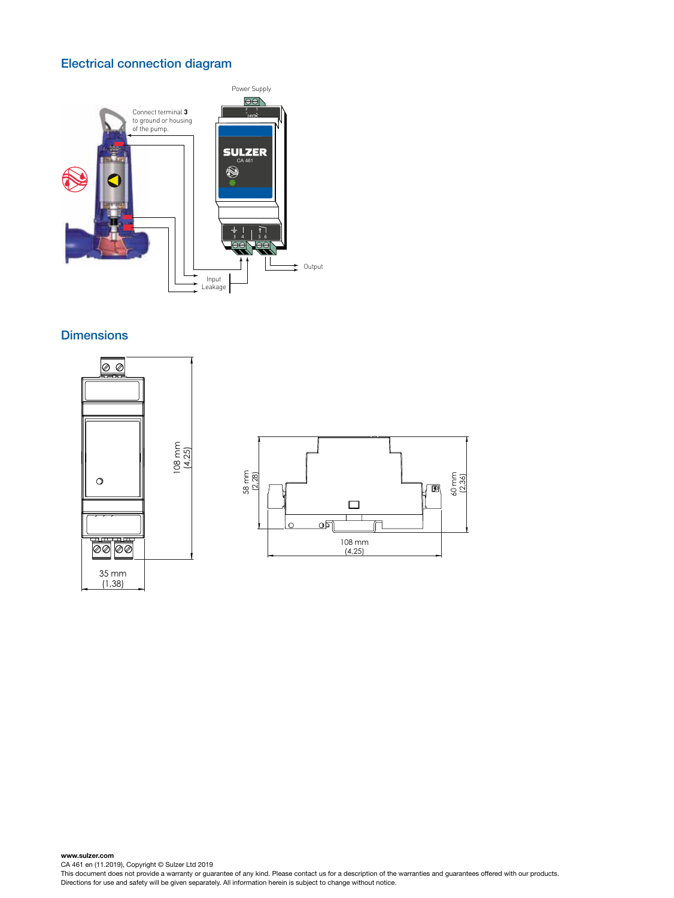## Electrical connection diagram

Power Supply

2 1

24VDC

Connect terminal **3** to ground or housing of the pump.

SULZER

CA 461

3 4 5 6

Output

Input

Leakage

## Dimensions

108 mm
(4,25)

35 mm
(1,38)

58 mm
(2,28)

60 mm
(2,36)

108 mm
(4,25)

**www.sulzer.com**

CA 461 en (11.2019), Copyright © Sulzer Ltd 2019

This document does not provide a warranty or guarantee of any kind. Please contact us for a description of the warranties and guarantees offered with our products.
Directions for use and safety will be given separately. All information herein is subject to change without notice.